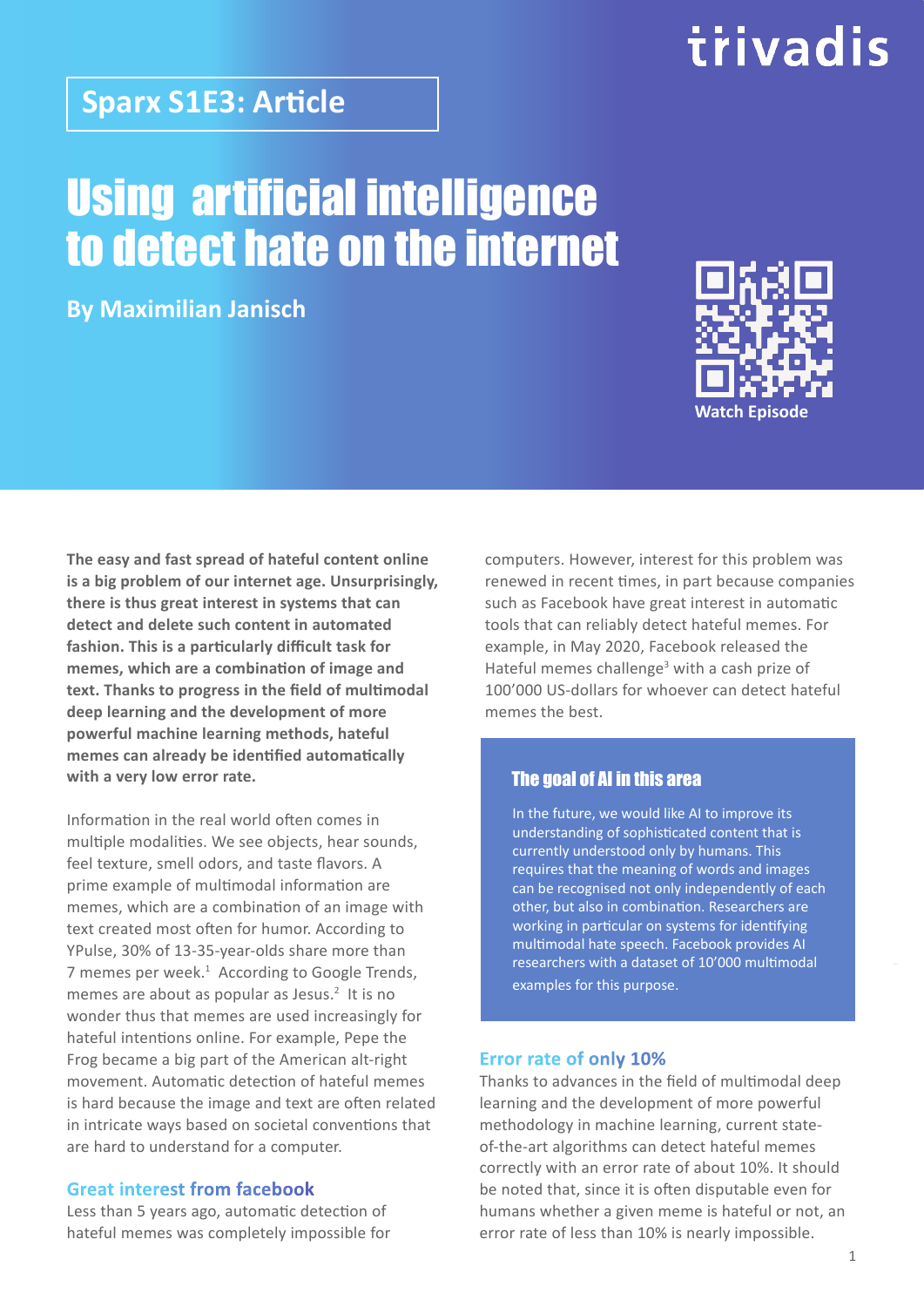Sparx S1E3: Article

# Using artificial intelligence to detect hate on the internet

**By Maximilian Janisch**

Watch Episode

**The easy and fast spread of hateful content online is a big problem of our internet age. Unsurprisingly, there is thus great interest in systems that can detect and delete such content in automated fashion. This is a particularly difficult task for memes, which are a combination of image and text. Thanks to progress in the field of multimodal deep learning and the development of more powerful machine learning methods, hateful memes can already be identified automatically with a very low error rate.**

Information in the real world often comes in multiple modalities. We see objects, hear sounds, feel texture, smell odors, and taste flavors. A prime example of multimodal information are memes, which are a combination of an image with text created most often for humor. According to YPulse, 30% of 13-35-year-olds share more than 7 memes per week.[1] According to Google Trends, memes are about as popular as Jesus.[2] It is no wonder thus that memes are used increasingly for hateful intentions online. For example, Pepe the Frog became a big part of the American alt-right movement. Automatic detection of hateful memes is hard because the image and text are often related in intricate ways based on societal conventions that are hard to understand for a computer.

## Great interest from facebook

Less than 5 years ago, automatic detection of hateful memes was completely impossible for computers. However, interest for this problem was renewed in recent times, in part because companies such as Facebook have great interest in automatic tools that can reliably detect hateful memes. For example, in May 2020, Facebook released the Hateful memes challenge[3] with a cash prize of 100'000 US-dollars for whoever can detect hateful memes the best.

### The goal of AI in this area

In the future, we would like AI to improve its understanding of sophisticated content that is currently understood only by humans. This requires that the meaning of words and images can be recognised not only independently of each other, but also in combination. Researchers are working in particular on systems for identifying multimodal hate speech. Facebook provides AI researchers with a dataset of 10'000 multimodal examples for this purpose.

## Error rate of only 10%

Thanks to advances in the field of multimodal deep learning and the development of more powerful methodology in machine learning, current state-of-the-art algorithms can detect hateful memes correctly with an error rate of about 10%. It should be noted that, since it is often disputable even for humans whether a given meme is hateful or not, an error rate of less than 10% is nearly impossible.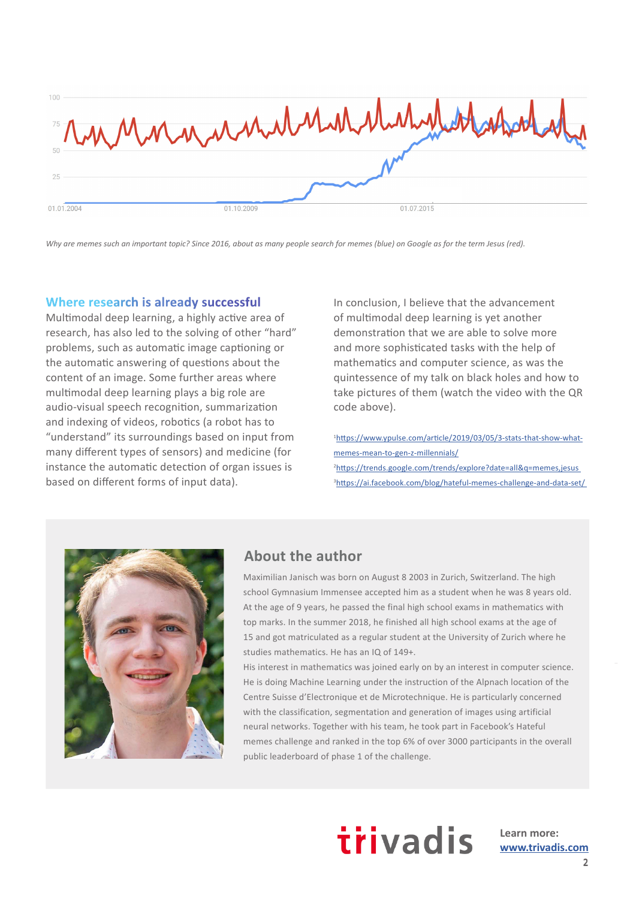100
75
50
25
01.01.2004
01.10.2009
01.07.2015

*Why are memes such an important topic? Since 2016, about as many people search for memes (blue) on Google as for the term Jesus (red).*

## Where research is already successful

Multimodal deep learning, a highly active area of research, has also led to the solving of other "hard" problems, such as automatic image captioning or the automatic answering of questions about the content of an image. Some further areas where multimodal deep learning plays a big role are audio-visual speech recognition, summarization and indexing of videos, robotics (a robot has to "understand" its surroundings based on input from many different types of sensors) and medicine (for instance the automatic detection of organ issues is based on different forms of input data).

In conclusion, I believe that the advancement of multimodal deep learning is yet another demonstration that we are able to solve more and more sophisticated tasks with the help of mathematics and computer science, as was the quintessence of my talk on black holes and how to take pictures of them (watch the video with the QR code above).

[1] https://www.ypulse.com/article/2019/03/05/3-stats-that-show-what-memes-mean-to-gen-z-millennials/
[2] https://trends.google.com/trends/explore?date=all&q=memes,jesus
[3] https://ai.facebook.com/blog/hateful-memes-challenge-and-data-set/

## About the author

Maximilian Janisch was born on August 8 2003 in Zurich, Switzerland. The high school Gymnasium Immensee accepted him as a student when he was 8 years old. At the age of 9 years, he passed the final high school exams in mathematics with top marks. In the summer 2018, he finished all high school exams at the age of 15 and got matriculated as a regular student at the University of Zurich where he studies mathematics. He has an IQ of 149+.

His interest in mathematics was joined early on by an interest in computer science. He is doing Machine Learning under the instruction of the Alpnach location of the Centre Suisse d'Electronique et de Microtechnique. He is particularly concerned with the classification, segmentation and generation of images using artificial neural networks. Together with his team, he took part in Facebook's Hateful memes challenge and ranked in the top 6% of over 3000 participants in the overall public leaderboard of phase 1 of the challenge.

trivadis

**Learn more:**
**www.trivadis.com**